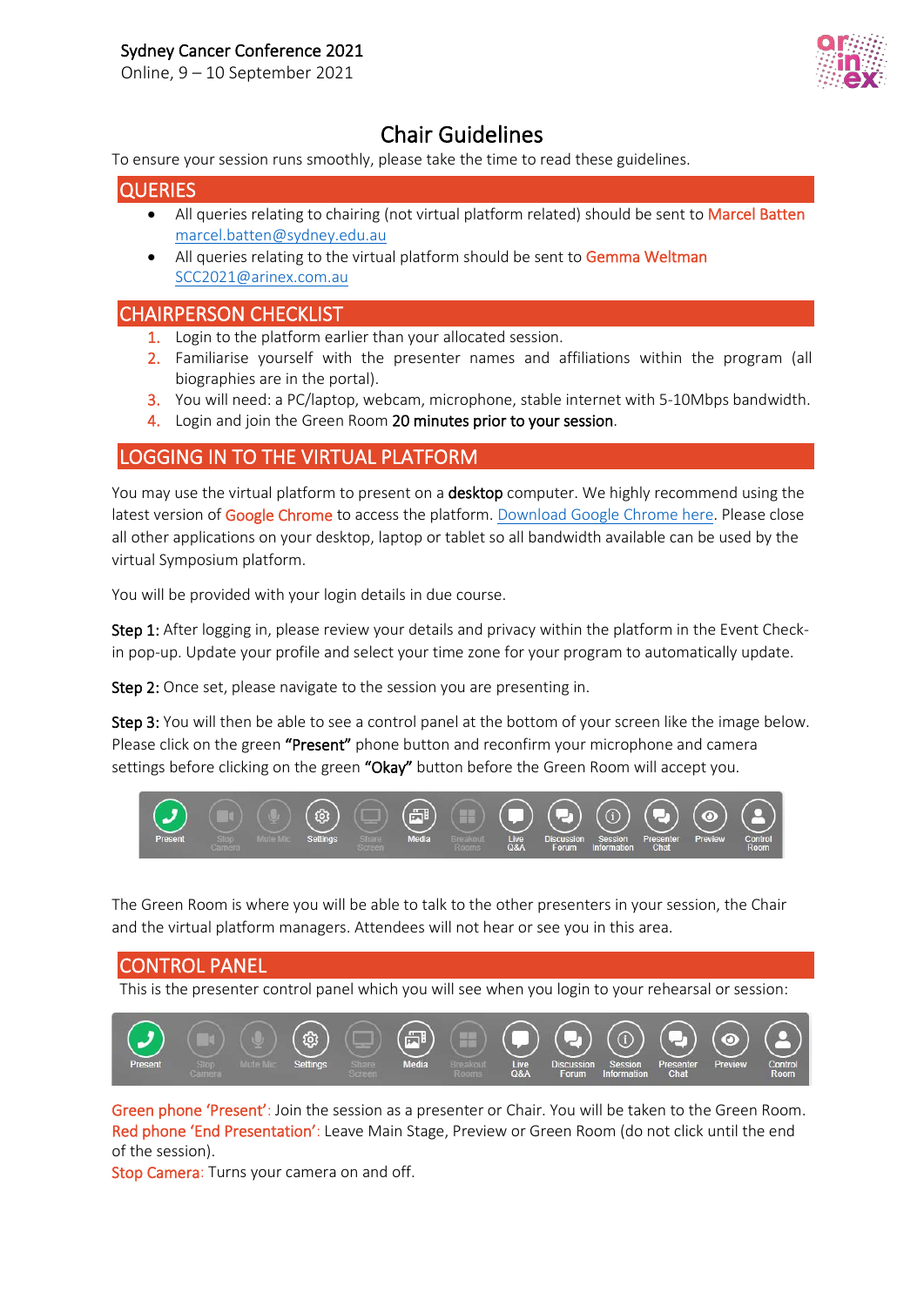Sydney Cancer Conference 2021
Online, 9 – 10 September 2021

# Chair Guidelines

To ensure your session runs smoothly, please take the time to read these guidelines.

## QUERIES

- All queries relating to chairing (not virtual platform related) should be sent to Marcel Batten marcel.batten@sydney.edu.au
- All queries relating to the virtual platform should be sent to Gemma Weltman SCC2021@arinex.com.au

## CHAIRPERSON CHECKLIST

1. Login to the platform earlier than your allocated session.
2. Familiarise yourself with the presenter names and affiliations within the program (all biographies are in the portal).
3. You will need: a PC/laptop, webcam, microphone, stable internet with 5-10Mbps bandwidth.
4. Login and join the Green Room **20 minutes prior to your session**.

## LOGGING IN TO THE VIRTUAL PLATFORM

You may use the virtual platform to present on a **desktop** computer. We highly recommend using the latest version of Google Chrome to access the platform. Download Google Chrome here. Please close all other applications on your desktop, laptop or tablet so all bandwidth available can be used by the virtual Symposium platform.

You will be provided with your login details in due course.

**Step 1:** After logging in, please review your details and privacy within the platform in the Event Check-in pop-up. Update your profile and select your time zone for your program to automatically update.

**Step 2:** Once set, please navigate to the session you are presenting in.

**Step 3:** You will then be able to see a control panel at the bottom of your screen like the image below. Please click on the green **"Present"** phone button and reconfirm your microphone and camera settings before clicking on the green **"Okay"** button before the Green Room will accept you.

Present | Stop Camera | Mute Mic | Settings | Share Screen | Media | Breakout Rooms | Live Q&A | Discussion Forum | Session Information | Presenter Chat | Preview | Control Room

The Green Room is where you will be able to talk to the other presenters in your session, the Chair and the virtual platform managers. Attendees will not hear or see you in this area.

## CONTROL PANEL

This is the presenter control panel which you will see when you login to your rehearsal or session:

Present | Stop Camera | Mute Mic | Settings | Share Screen | Media | Breakout Rooms | Live Q&A | Discussion Forum | Session Information | Presenter Chat | Preview | Control Room

Green phone 'Present': Join the session as a presenter or Chair. You will be taken to the Green Room.
Red phone 'End Presentation': Leave Main Stage, Preview or Green Room (do not click until the end of the session).
Stop Camera: Turns your camera on and off.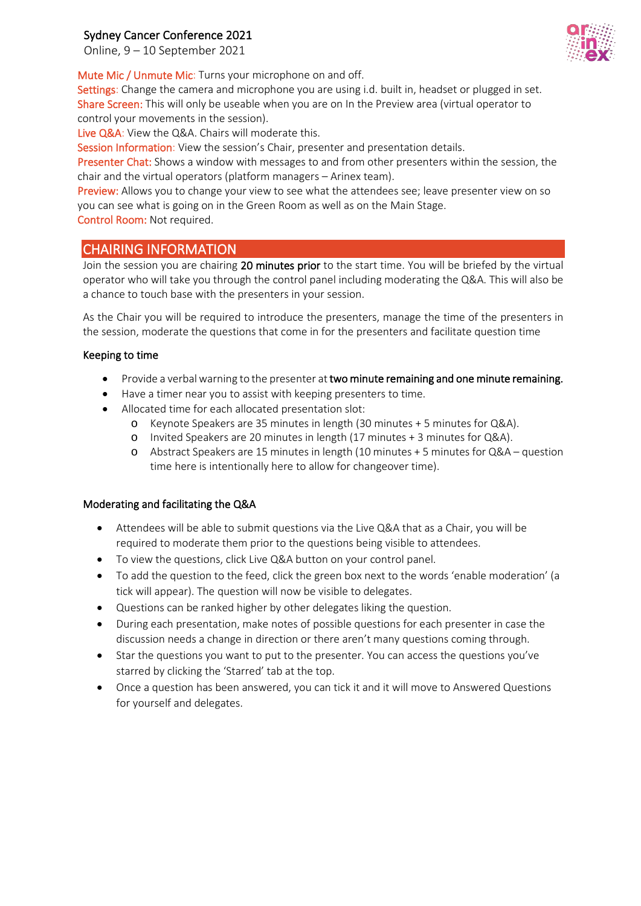**Mute Mic / Unmute Mic**: Turns your microphone on and off.
**Settings**: Change the camera and microphone you are using i.d. built in, headset or plugged in set.
**Share Screen:** This will only be useable when you are on In the Preview area (virtual operator to control your movements in the session).
**Live Q&A**: View the Q&A. Chairs will moderate this.
**Session Information**: View the session's Chair, presenter and presentation details.
**Presenter Chat:** Shows a window with messages to and from other presenters within the session, the chair and the virtual operators (platform managers – Arinex team).
**Preview:** Allows you to change your view to see what the attendees see; leave presenter view on so you can see what is going on in the Green Room as well as on the Main Stage.
**Control Room:** Not required.

## CHAIRING INFORMATION

Join the session you are chairing **20 minutes prior** to the start time. You will be briefed by the virtual operator who will take you through the control panel including moderating the Q&A. This will also be a chance to touch base with the presenters in your session.

As the Chair you will be required to introduce the presenters, manage the time of the presenters in the session, moderate the questions that come in for the presenters and facilitate question time

### Keeping to time

- Provide a verbal warning to the presenter at **two minute remaining and one minute remaining.**
- Have a timer near you to assist with keeping presenters to time.
- Allocated time for each allocated presentation slot:
  - Keynote Speakers are 35 minutes in length (30 minutes + 5 minutes for Q&A).
  - Invited Speakers are 20 minutes in length (17 minutes + 3 minutes for Q&A).
  - Abstract Speakers are 15 minutes in length (10 minutes + 5 minutes for Q&A – question time here is intentionally here to allow for changeover time).

### Moderating and facilitating the Q&A

- Attendees will be able to submit questions via the Live Q&A that as a Chair, you will be required to moderate them prior to the questions being visible to attendees.
- To view the questions, click Live Q&A button on your control panel.
- To add the question to the feed, click the green box next to the words 'enable moderation' (a tick will appear). The question will now be visible to delegates.
- Questions can be ranked higher by other delegates liking the question.
- During each presentation, make notes of possible questions for each presenter in case the discussion needs a change in direction or there aren't many questions coming through.
- Star the questions you want to put to the presenter. You can access the questions you've starred by clicking the 'Starred' tab at the top.
- Once a question has been answered, you can tick it and it will move to Answered Questions for yourself and delegates.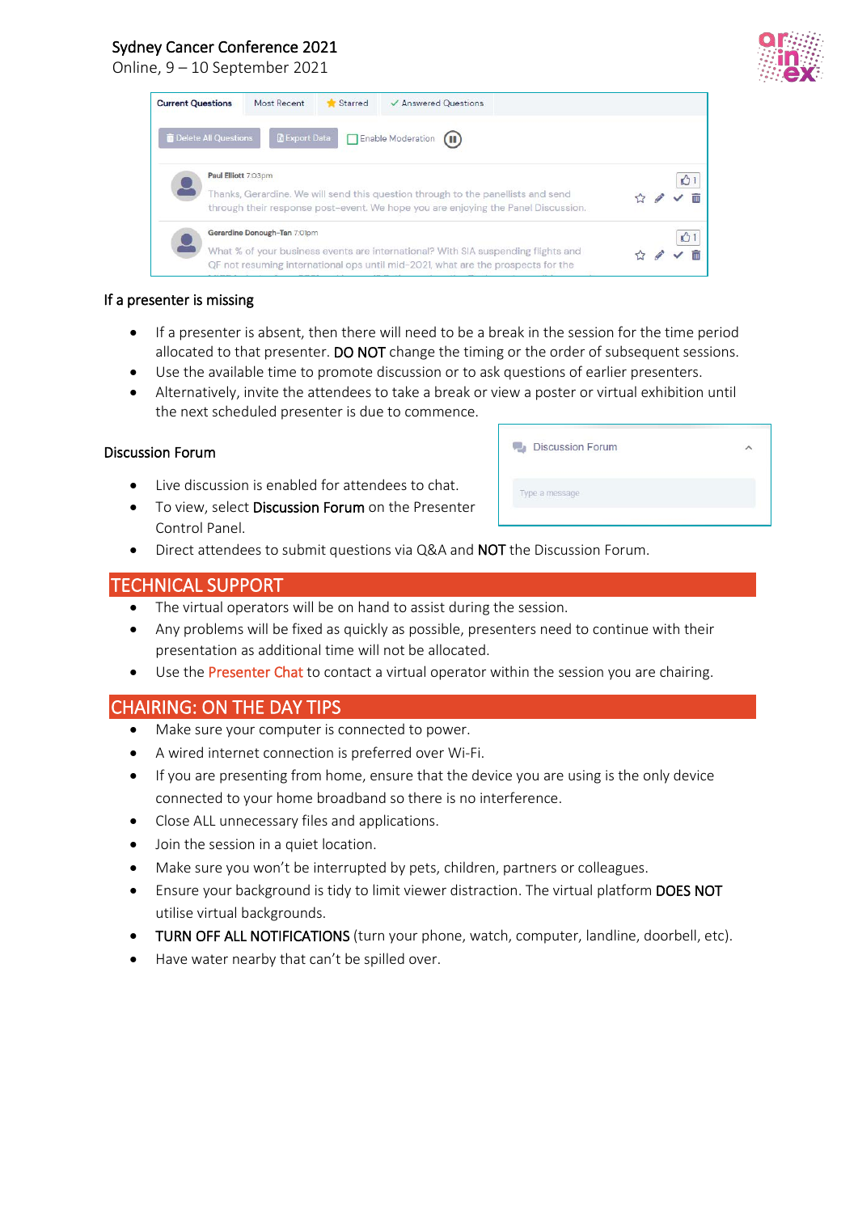## If a presenter is missing

- If a presenter is absent, then there will need to be a break in the session for the time period allocated to that presenter. **DO NOT** change the timing or the order of subsequent sessions.
- Use the available time to promote discussion or to ask questions of earlier presenters.
- Alternatively, invite the attendees to take a break or view a poster or virtual exhibition until the next scheduled presenter is due to commence.

## Discussion Forum

- Live discussion is enabled for attendees to chat.
- To view, select **Discussion Forum** on the Presenter Control Panel.
- Direct attendees to submit questions via Q&A and **NOT** the Discussion Forum.

## TECHNICAL SUPPORT

- The virtual operators will be on hand to assist during the session.
- Any problems will be fixed as quickly as possible, presenters need to continue with their presentation as additional time will not be allocated.
- Use the Presenter Chat to contact a virtual operator within the session you are chairing.

## CHAIRING: ON THE DAY TIPS

- Make sure your computer is connected to power.
- A wired internet connection is preferred over Wi-Fi.
- If you are presenting from home, ensure that the device you are using is the only device connected to your home broadband so there is no interference.
- Close ALL unnecessary files and applications.
- Join the session in a quiet location.
- Make sure you won't be interrupted by pets, children, partners or colleagues.
- Ensure your background is tidy to limit viewer distraction. The virtual platform **DOES NOT** utilise virtual backgrounds.
- **TURN OFF ALL NOTIFICATIONS** (turn your phone, watch, computer, landline, doorbell, etc).
- Have water nearby that can't be spilled over.